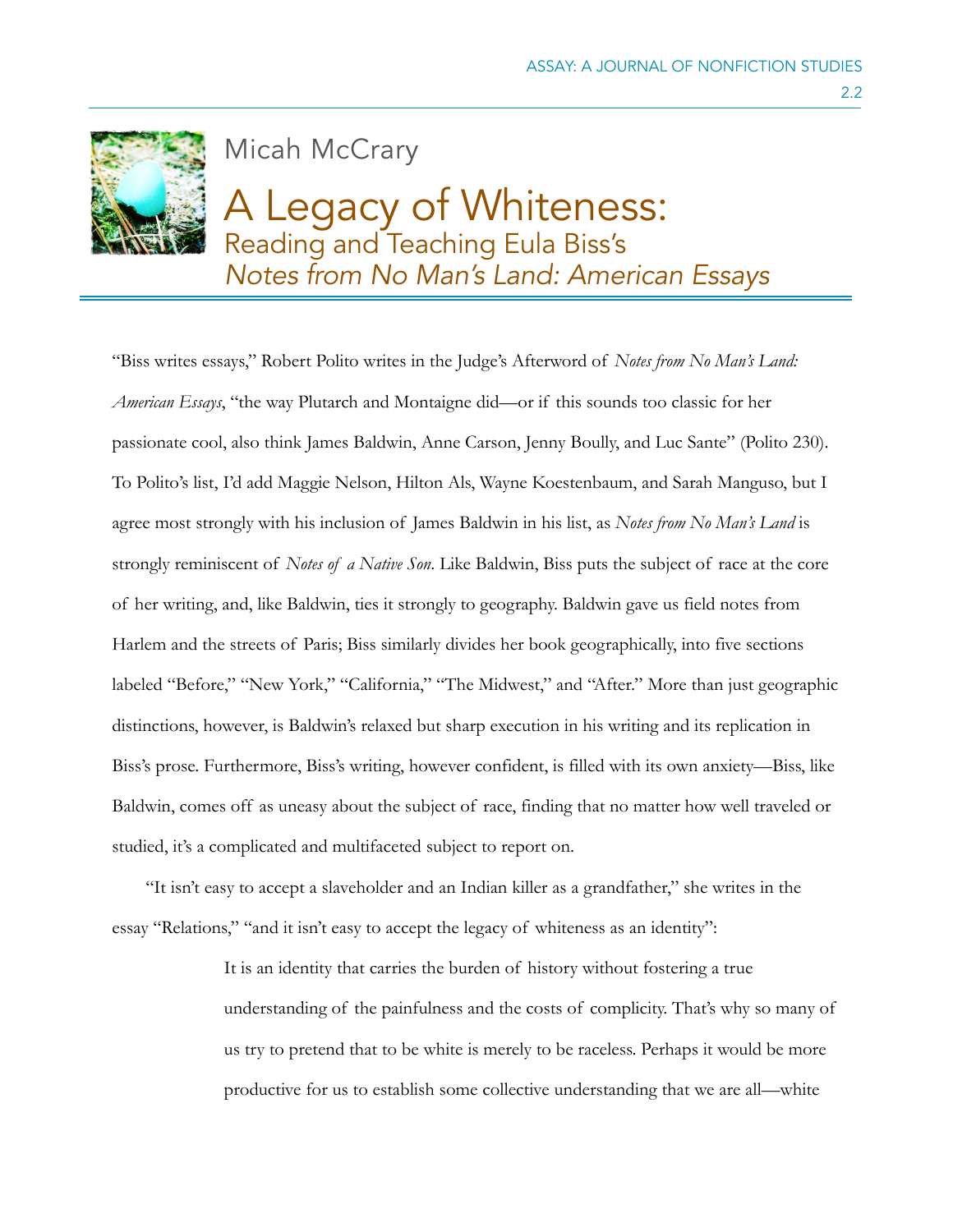Micah McCrary

# A Legacy of Whiteness:
## Reading and Teaching Eula Biss's *Notes from No Man's Land: American Essays*

"Biss writes essays," Robert Polito writes in the Judge's Afterword of *Notes from No Man's Land: American Essays*, "the way Plutarch and Montaigne did—or if this sounds too classic for her passionate cool, also think James Baldwin, Anne Carson, Jenny Boully, and Luc Sante" (Polito 230). To Polito's list, I'd add Maggie Nelson, Hilton Als, Wayne Koestenbaum, and Sarah Manguso, but I agree most strongly with his inclusion of James Baldwin in his list, as *Notes from No Man's Land* is strongly reminiscent of *Notes of a Native Son*. Like Baldwin, Biss puts the subject of race at the core of her writing, and, like Baldwin, ties it strongly to geography. Baldwin gave us field notes from Harlem and the streets of Paris; Biss similarly divides her book geographically, into five sections labeled "Before," "New York," "California," "The Midwest," and "After." More than just geographic distinctions, however, is Baldwin's relaxed but sharp execution in his writing and its replication in Biss's prose. Furthermore, Biss's writing, however confident, is filled with its own anxiety—Biss, like Baldwin, comes off as uneasy about the subject of race, finding that no matter how well traveled or studied, it's a complicated and multifaceted subject to report on.

"It isn't easy to accept a slaveholder and an Indian killer as a grandfather," she writes in the essay "Relations," "and it isn't easy to accept the legacy of whiteness as an identity":

> It is an identity that carries the burden of history without fostering a true understanding of the painfulness and the costs of complicity. That's why so many of us try to pretend that to be white is merely to be raceless. Perhaps it would be more productive for us to establish some collective understanding that we are all—white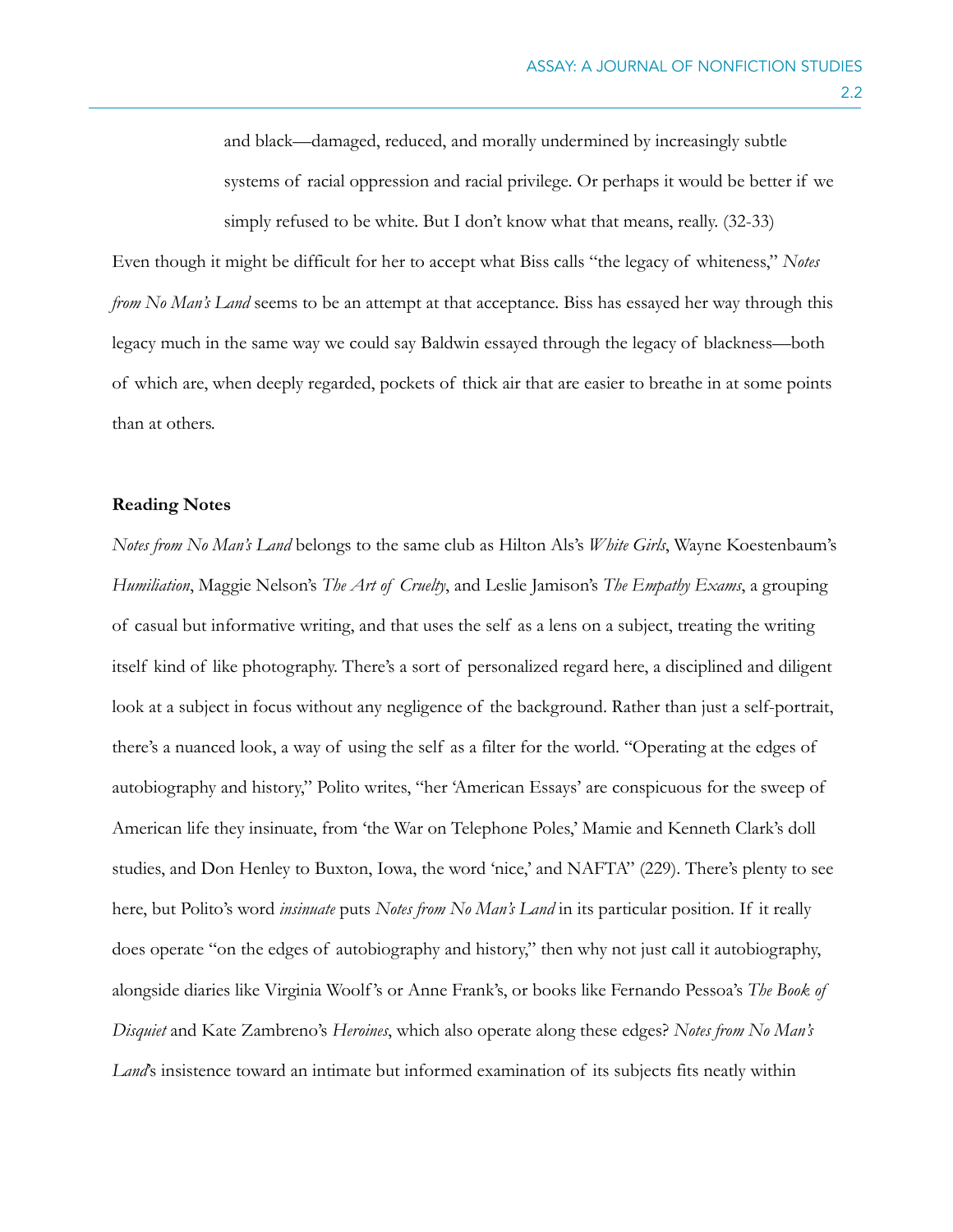> and black—damaged, reduced, and morally undermined by increasingly subtle systems of racial oppression and racial privilege. Or perhaps it would be better if we simply refused to be white. But I don't know what that means, really. (32-33)

Even though it might be difficult for her to accept what Biss calls "the legacy of whiteness," *Notes from No Man's Land* seems to be an attempt at that acceptance. Biss has essayed her way through this legacy much in the same way we could say Baldwin essayed through the legacy of blackness—both of which are, when deeply regarded, pockets of thick air that are easier to breathe in at some points than at others.

**Reading Notes**

*Notes from No Man's Land* belongs to the same club as Hilton Als's *White Girls*, Wayne Koestenbaum's *Humiliation*, Maggie Nelson's *The Art of Cruelty*, and Leslie Jamison's *The Empathy Exams*, a grouping of casual but informative writing, and that uses the self as a lens on a subject, treating the writing itself kind of like photography. There's a sort of personalized regard here, a disciplined and diligent look at a subject in focus without any negligence of the background. Rather than just a self-portrait, there's a nuanced look, a way of using the self as a filter for the world. "Operating at the edges of autobiography and history," Polito writes, "her 'American Essays' are conspicuous for the sweep of American life they insinuate, from 'the War on Telephone Poles,' Mamie and Kenneth Clark's doll studies, and Don Henley to Buxton, Iowa, the word 'nice,' and NAFTA" (229). There's plenty to see here, but Polito's word *insinuate* puts *Notes from No Man's Land* in its particular position. If it really does operate "on the edges of autobiography and history," then why not just call it autobiography, alongside diaries like Virginia Woolf's or Anne Frank's, or books like Fernando Pessoa's *The Book of Disquiet* and Kate Zambreno's *Heroines*, which also operate along these edges? *Notes from No Man's Land*'s insistence toward an intimate but informed examination of its subjects fits neatly within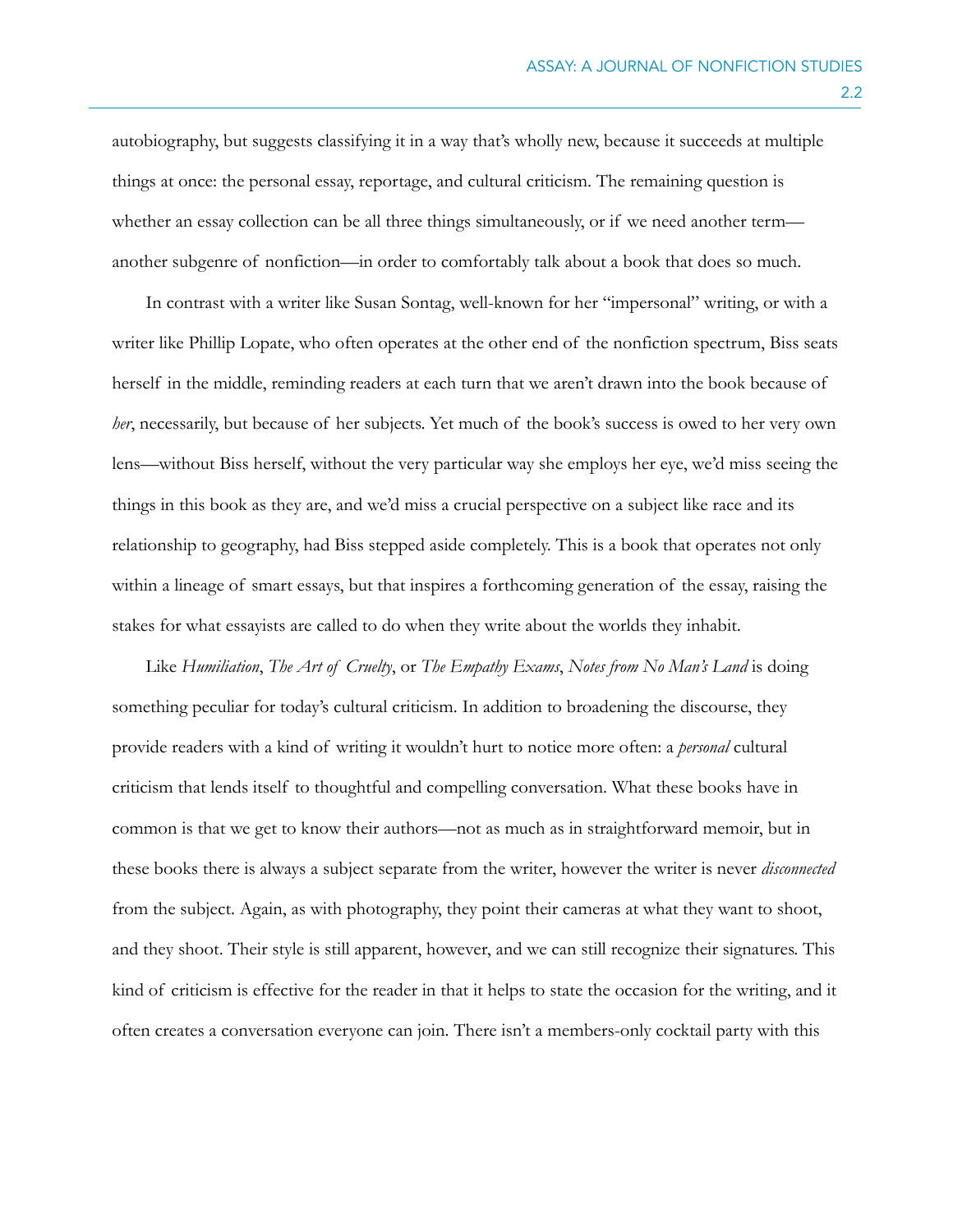autobiography, but suggests classifying it in a way that's wholly new, because it succeeds at multiple things at once: the personal essay, reportage, and cultural criticism. The remaining question is whether an essay collection can be all three things simultaneously, or if we need another term—another subgenre of nonfiction—in order to comfortably talk about a book that does so much.

In contrast with a writer like Susan Sontag, well-known for her "impersonal" writing, or with a writer like Phillip Lopate, who often operates at the other end of the nonfiction spectrum, Biss seats herself in the middle, reminding readers at each turn that we aren't drawn into the book because of *her*, necessarily, but because of her subjects. Yet much of the book's success is owed to her very own lens—without Biss herself, without the very particular way she employs her eye, we'd miss seeing the things in this book as they are, and we'd miss a crucial perspective on a subject like race and its relationship to geography, had Biss stepped aside completely. This is a book that operates not only within a lineage of smart essays, but that inspires a forthcoming generation of the essay, raising the stakes for what essayists are called to do when they write about the worlds they inhabit.

Like *Humiliation*, *The Art of Cruelty*, or *The Empathy Exams*, *Notes from No Man's Land* is doing something peculiar for today's cultural criticism. In addition to broadening the discourse, they provide readers with a kind of writing it wouldn't hurt to notice more often: a *personal* cultural criticism that lends itself to thoughtful and compelling conversation. What these books have in common is that we get to know their authors—not as much as in straightforward memoir, but in these books there is always a subject separate from the writer, however the writer is never *disconnected* from the subject. Again, as with photography, they point their cameras at what they want to shoot, and they shoot. Their style is still apparent, however, and we can still recognize their signatures. This kind of criticism is effective for the reader in that it helps to state the occasion for the writing, and it often creates a conversation everyone can join. There isn't a members-only cocktail party with this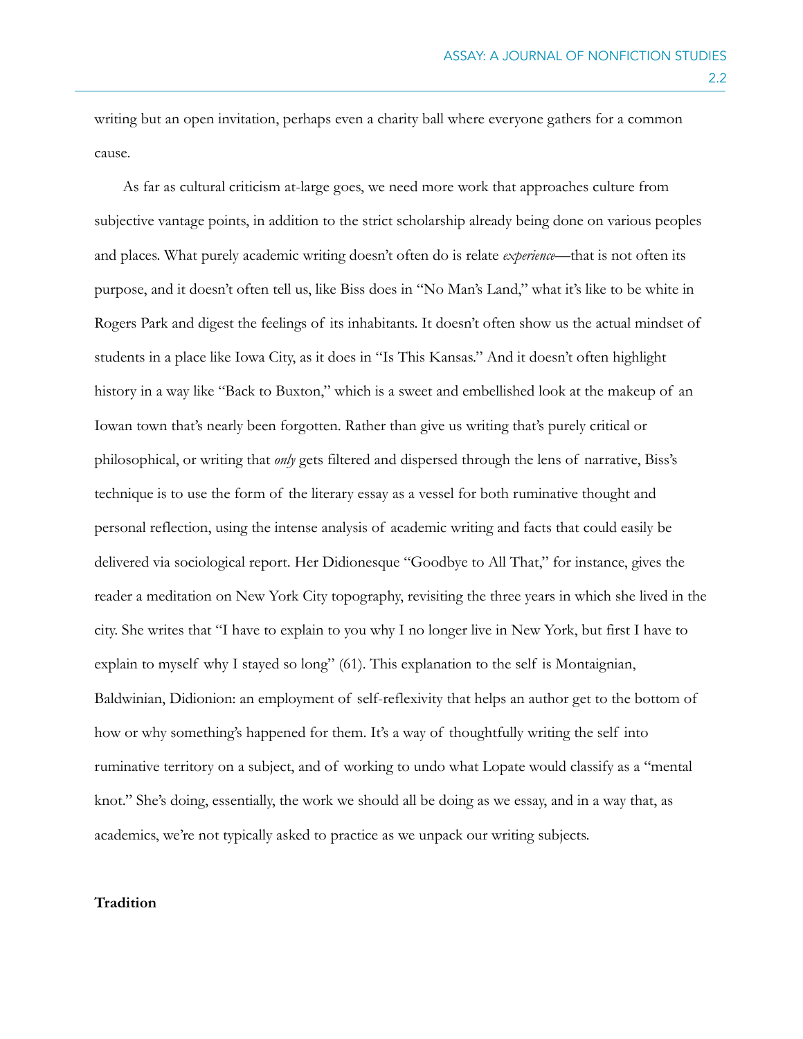writing but an open invitation, perhaps even a charity ball where everyone gathers for a common cause.

As far as cultural criticism at-large goes, we need more work that approaches culture from subjective vantage points, in addition to the strict scholarship already being done on various peoples and places. What purely academic writing doesn't often do is relate *experience*—that is not often its purpose, and it doesn't often tell us, like Biss does in "No Man's Land," what it's like to be white in Rogers Park and digest the feelings of its inhabitants. It doesn't often show us the actual mindset of students in a place like Iowa City, as it does in "Is This Kansas." And it doesn't often highlight history in a way like "Back to Buxton," which is a sweet and embellished look at the makeup of an Iowan town that's nearly been forgotten. Rather than give us writing that's purely critical or philosophical, or writing that *only* gets filtered and dispersed through the lens of narrative, Biss's technique is to use the form of the literary essay as a vessel for both ruminative thought and personal reflection, using the intense analysis of academic writing and facts that could easily be delivered via sociological report. Her Didionesque "Goodbye to All That," for instance, gives the reader a meditation on New York City topography, revisiting the three years in which she lived in the city. She writes that "I have to explain to you why I no longer live in New York, but first I have to explain to myself why I stayed so long" (61). This explanation to the self is Montaignian, Baldwinian, Didionion: an employment of self-reflexivity that helps an author get to the bottom of how or why something's happened for them. It's a way of thoughtfully writing the self into ruminative territory on a subject, and of working to undo what Lopate would classify as a "mental knot." She's doing, essentially, the work we should all be doing as we essay, and in a way that, as academics, we're not typically asked to practice as we unpack our writing subjects.

## Tradition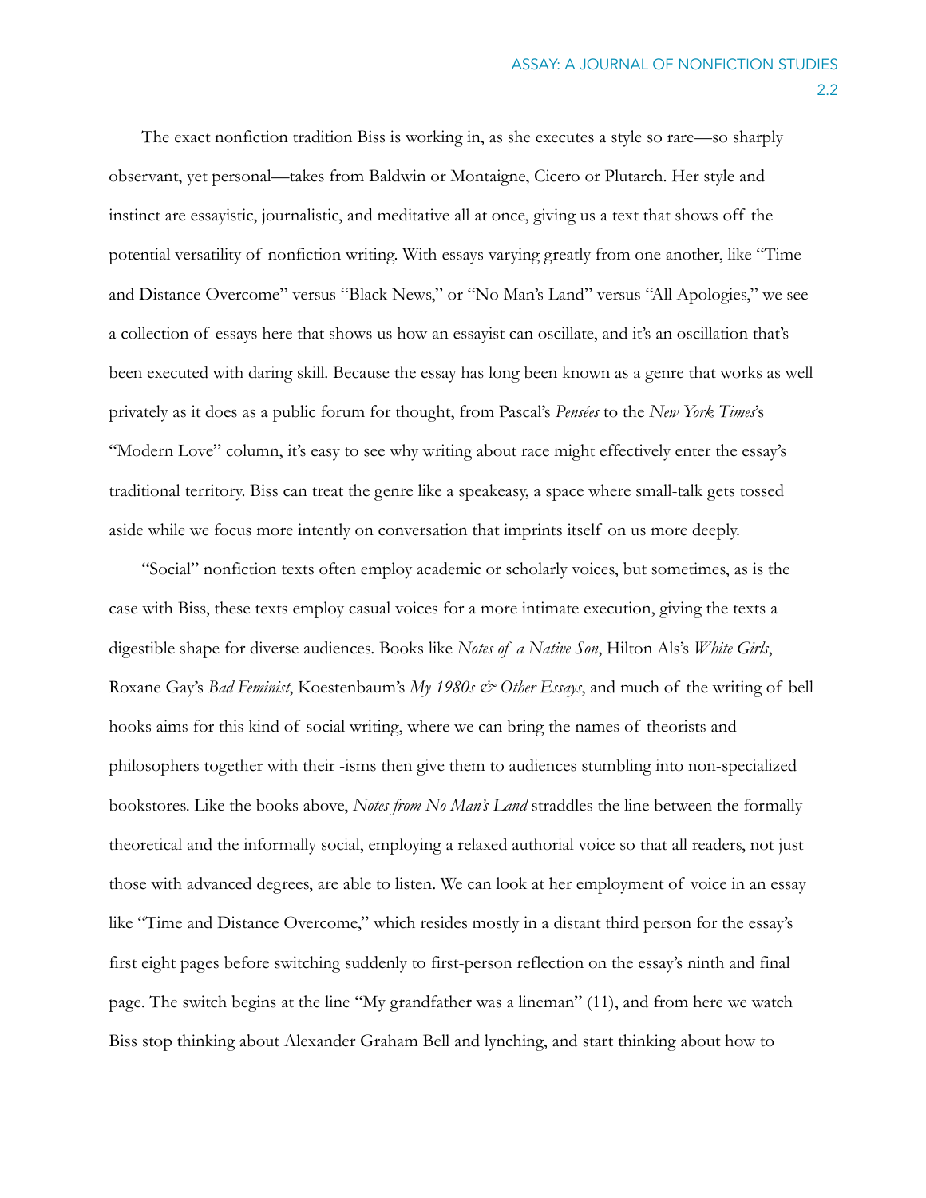The exact nonfiction tradition Biss is working in, as she executes a style so rare—so sharply observant, yet personal—takes from Baldwin or Montaigne, Cicero or Plutarch. Her style and instinct are essayistic, journalistic, and meditative all at once, giving us a text that shows off the potential versatility of nonfiction writing. With essays varying greatly from one another, like "Time and Distance Overcome" versus "Black News," or "No Man's Land" versus "All Apologies," we see a collection of essays here that shows us how an essayist can oscillate, and it's an oscillation that's been executed with daring skill. Because the essay has long been known as a genre that works as well privately as it does as a public forum for thought, from Pascal's *Pensées* to the *New York Times*'s "Modern Love" column, it's easy to see why writing about race might effectively enter the essay's traditional territory. Biss can treat the genre like a speakeasy, a space where small-talk gets tossed aside while we focus more intently on conversation that imprints itself on us more deeply.

"Social" nonfiction texts often employ academic or scholarly voices, but sometimes, as is the case with Biss, these texts employ casual voices for a more intimate execution, giving the texts a digestible shape for diverse audiences. Books like *Notes of a Native Son*, Hilton Als's *White Girls*, Roxane Gay's *Bad Feminist*, Koestenbaum's *My 1980s & Other Essays*, and much of the writing of bell hooks aims for this kind of social writing, where we can bring the names of theorists and philosophers together with their -isms then give them to audiences stumbling into non-specialized bookstores. Like the books above, *Notes from No Man's Land* straddles the line between the formally theoretical and the informally social, employing a relaxed authorial voice so that all readers, not just those with advanced degrees, are able to listen. We can look at her employment of voice in an essay like "Time and Distance Overcome," which resides mostly in a distant third person for the essay's first eight pages before switching suddenly to first-person reflection on the essay's ninth and final page. The switch begins at the line "My grandfather was a lineman" (11), and from here we watch Biss stop thinking about Alexander Graham Bell and lynching, and start thinking about how to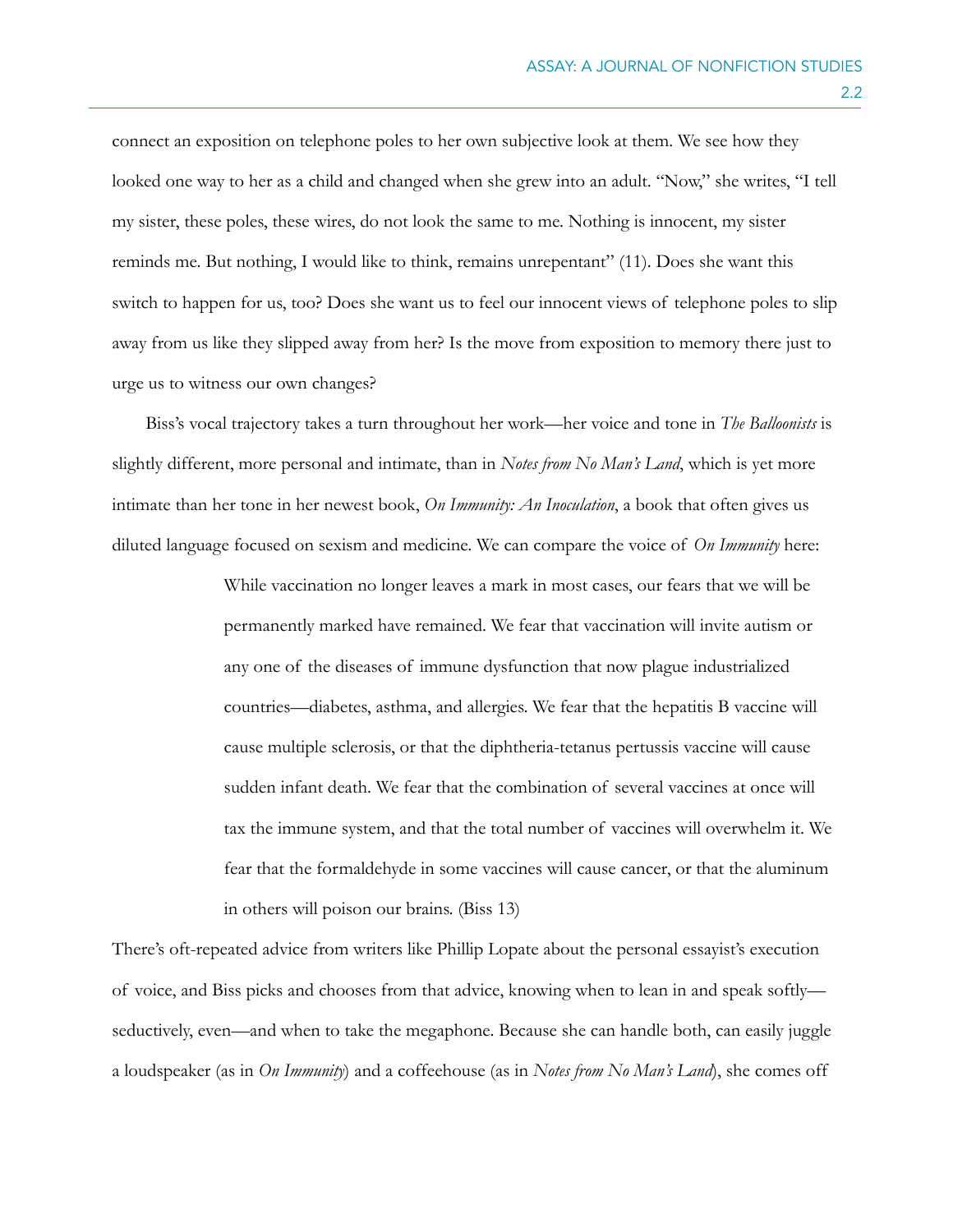connect an exposition on telephone poles to her own subjective look at them. We see how they looked one way to her as a child and changed when she grew into an adult. "Now," she writes, "I tell my sister, these poles, these wires, do not look the same to me. Nothing is innocent, my sister reminds me. But nothing, I would like to think, remains unrepentant" (11). Does she want this switch to happen for us, too? Does she want us to feel our innocent views of telephone poles to slip away from us like they slipped away from her? Is the move from exposition to memory there just to urge us to witness our own changes?

Biss's vocal trajectory takes a turn throughout her work—her voice and tone in *The Balloonists* is slightly different, more personal and intimate, than in *Notes from No Man's Land*, which is yet more intimate than her tone in her newest book, *On Immunity: An Inoculation*, a book that often gives us diluted language focused on sexism and medicine. We can compare the voice of *On Immunity* here:

> While vaccination no longer leaves a mark in most cases, our fears that we will be permanently marked have remained. We fear that vaccination will invite autism or any one of the diseases of immune dysfunction that now plague industrialized countries—diabetes, asthma, and allergies. We fear that the hepatitis B vaccine will cause multiple sclerosis, or that the diphtheria-tetanus pertussis vaccine will cause sudden infant death. We fear that the combination of several vaccines at once will tax the immune system, and that the total number of vaccines will overwhelm it. We fear that the formaldehyde in some vaccines will cause cancer, or that the aluminum in others will poison our brains. (Biss 13)

There's oft-repeated advice from writers like Phillip Lopate about the personal essayist's execution of voice, and Biss picks and chooses from that advice, knowing when to lean in and speak softly—seductively, even—and when to take the megaphone. Because she can handle both, can easily juggle a loudspeaker (as in *On Immunity*) and a coffeehouse (as in *Notes from No Man's Land*), she comes off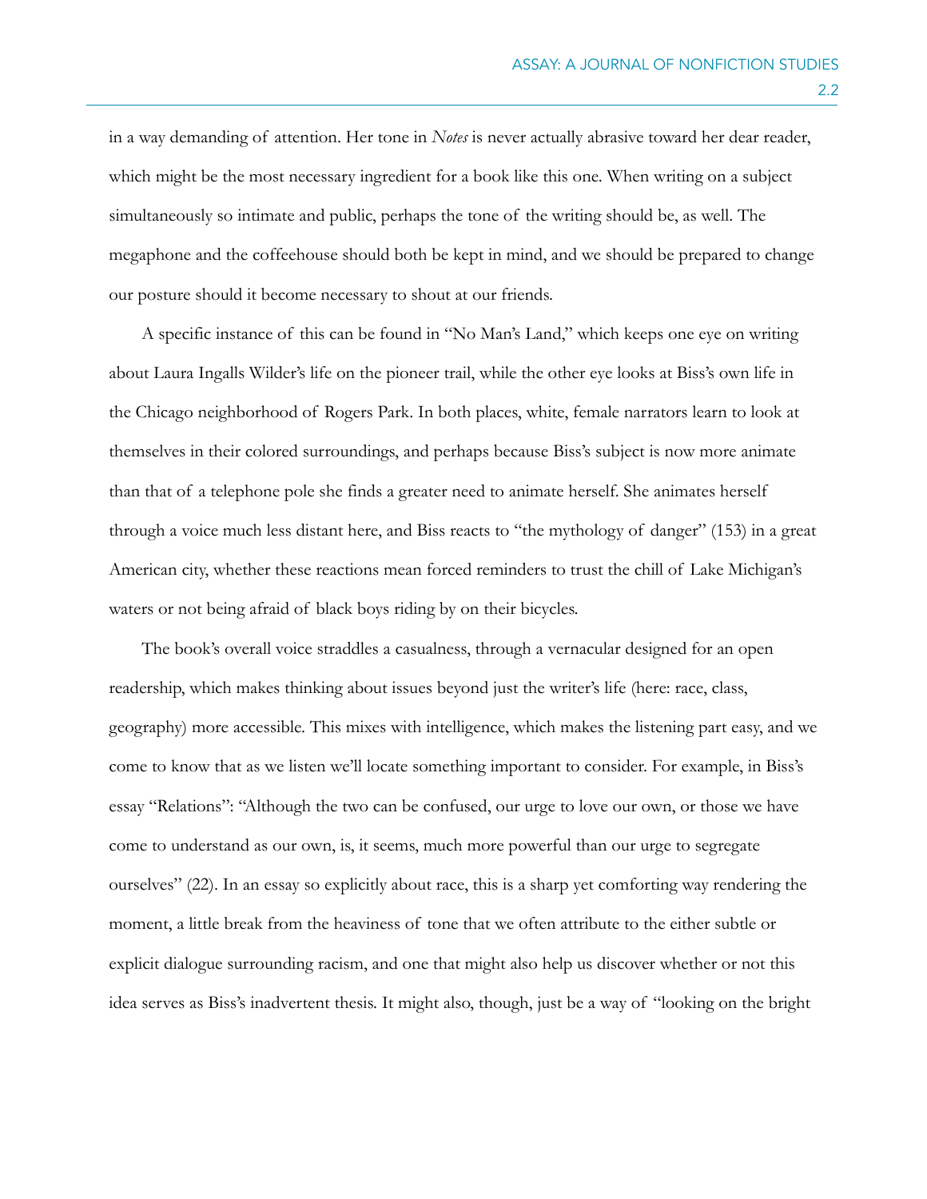in a way demanding of attention. Her tone in *Notes* is never actually abrasive toward her dear reader, which might be the most necessary ingredient for a book like this one. When writing on a subject simultaneously so intimate and public, perhaps the tone of the writing should be, as well. The megaphone and the coffeehouse should both be kept in mind, and we should be prepared to change our posture should it become necessary to shout at our friends.

A specific instance of this can be found in "No Man's Land," which keeps one eye on writing about Laura Ingalls Wilder's life on the pioneer trail, while the other eye looks at Biss's own life in the Chicago neighborhood of Rogers Park. In both places, white, female narrators learn to look at themselves in their colored surroundings, and perhaps because Biss's subject is now more animate than that of a telephone pole she finds a greater need to animate herself. She animates herself through a voice much less distant here, and Biss reacts to "the mythology of danger" (153) in a great American city, whether these reactions mean forced reminders to trust the chill of Lake Michigan's waters or not being afraid of black boys riding by on their bicycles.

The book's overall voice straddles a casualness, through a vernacular designed for an open readership, which makes thinking about issues beyond just the writer's life (here: race, class, geography) more accessible. This mixes with intelligence, which makes the listening part easy, and we come to know that as we listen we'll locate something important to consider. For example, in Biss's essay "Relations": "Although the two can be confused, our urge to love our own, or those we have come to understand as our own, is, it seems, much more powerful than our urge to segregate ourselves" (22). In an essay so explicitly about race, this is a sharp yet comforting way rendering the moment, a little break from the heaviness of tone that we often attribute to the either subtle or explicit dialogue surrounding racism, and one that might also help us discover whether or not this idea serves as Biss's inadvertent thesis. It might also, though, just be a way of "looking on the bright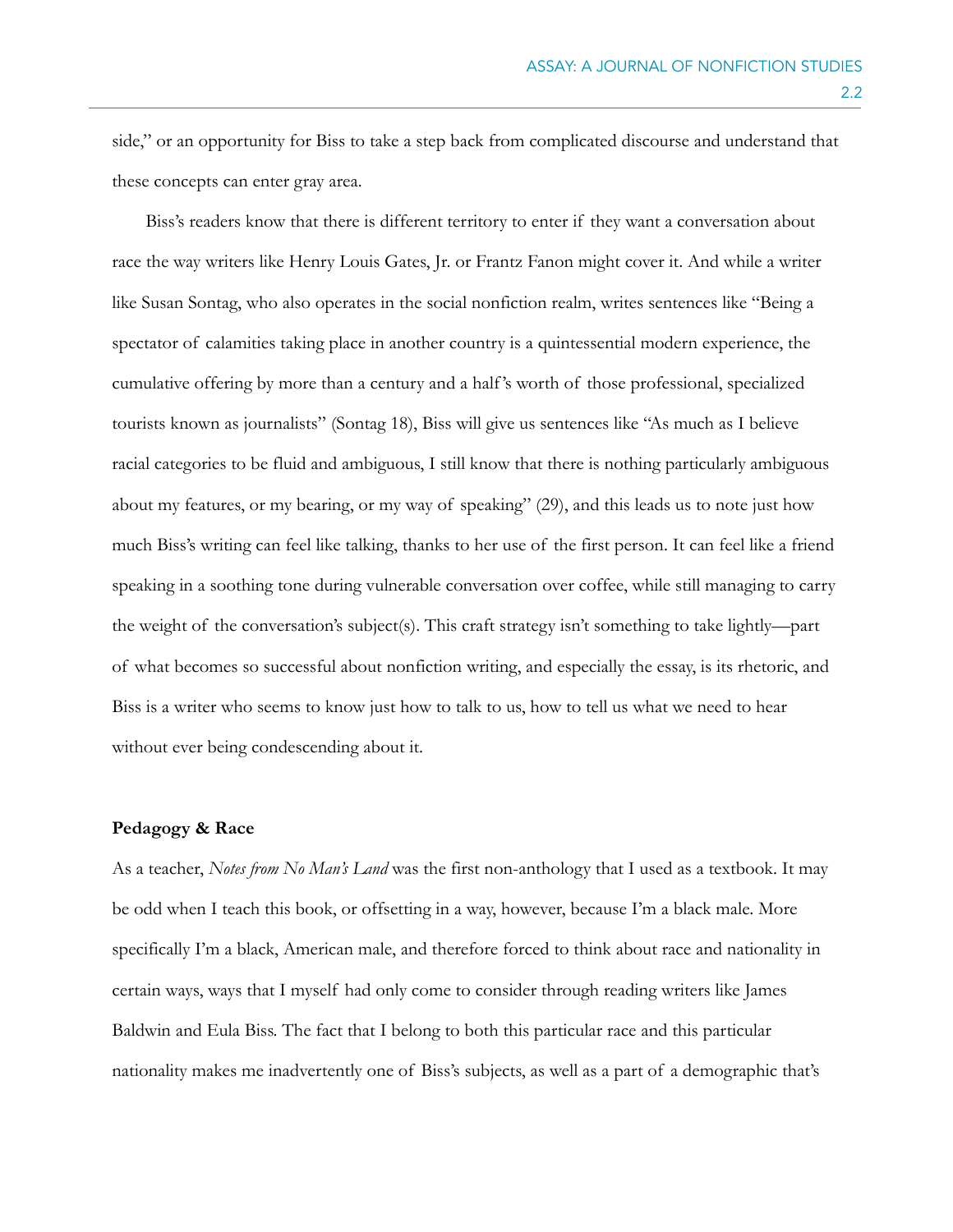side," or an opportunity for Biss to take a step back from complicated discourse and understand that these concepts can enter gray area.

Biss's readers know that there is different territory to enter if they want a conversation about race the way writers like Henry Louis Gates, Jr. or Frantz Fanon might cover it. And while a writer like Susan Sontag, who also operates in the social nonfiction realm, writes sentences like "Being a spectator of calamities taking place in another country is a quintessential modern experience, the cumulative offering by more than a century and a half's worth of those professional, specialized tourists known as journalists" (Sontag 18), Biss will give us sentences like "As much as I believe racial categories to be fluid and ambiguous, I still know that there is nothing particularly ambiguous about my features, or my bearing, or my way of speaking" (29), and this leads us to note just how much Biss's writing can feel like talking, thanks to her use of the first person. It can feel like a friend speaking in a soothing tone during vulnerable conversation over coffee, while still managing to carry the weight of the conversation's subject(s). This craft strategy isn't something to take lightly—part of what becomes so successful about nonfiction writing, and especially the essay, is its rhetoric, and Biss is a writer who seems to know just how to talk to us, how to tell us what we need to hear without ever being condescending about it.

**Pedagogy & Race**

As a teacher, *Notes from No Man's Land* was the first non-anthology that I used as a textbook. It may be odd when I teach this book, or offsetting in a way, however, because I'm a black male. More specifically I'm a black, American male, and therefore forced to think about race and nationality in certain ways, ways that I myself had only come to consider through reading writers like James Baldwin and Eula Biss. The fact that I belong to both this particular race and this particular nationality makes me inadvertently one of Biss's subjects, as well as a part of a demographic that's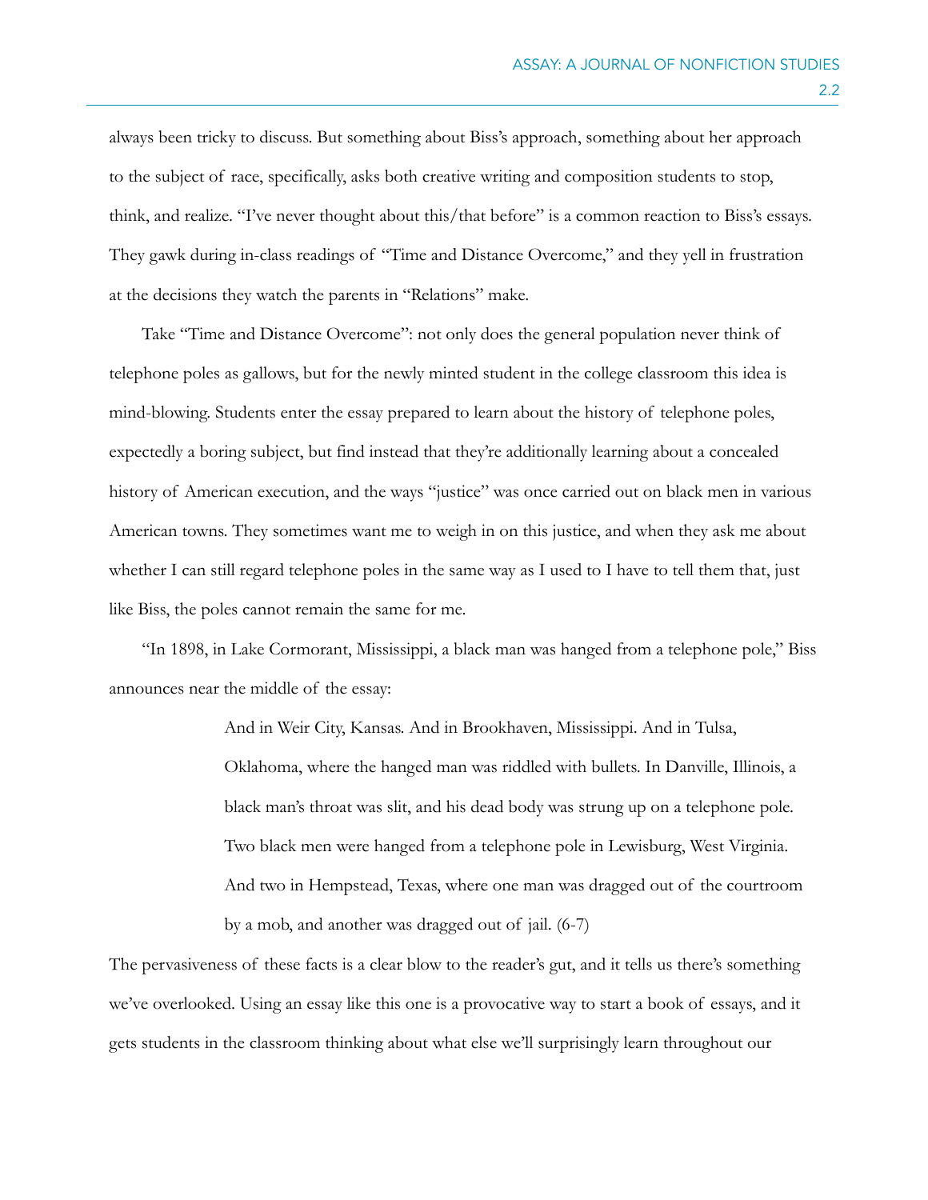always been tricky to discuss. But something about Biss's approach, something about her approach to the subject of race, specifically, asks both creative writing and composition students to stop, think, and realize. "I've never thought about this/that before" is a common reaction to Biss's essays. They gawk during in-class readings of "Time and Distance Overcome," and they yell in frustration at the decisions they watch the parents in "Relations" make.

Take "Time and Distance Overcome": not only does the general population never think of telephone poles as gallows, but for the newly minted student in the college classroom this idea is mind-blowing. Students enter the essay prepared to learn about the history of telephone poles, expectedly a boring subject, but find instead that they're additionally learning about a concealed history of American execution, and the ways "justice" was once carried out on black men in various American towns. They sometimes want me to weigh in on this justice, and when they ask me about whether I can still regard telephone poles in the same way as I used to I have to tell them that, just like Biss, the poles cannot remain the same for me.

"In 1898, in Lake Cormorant, Mississippi, a black man was hanged from a telephone pole," Biss announces near the middle of the essay:

> And in Weir City, Kansas. And in Brookhaven, Mississippi. And in Tulsa, Oklahoma, where the hanged man was riddled with bullets. In Danville, Illinois, a black man's throat was slit, and his dead body was strung up on a telephone pole. Two black men were hanged from a telephone pole in Lewisburg, West Virginia. And two in Hempstead, Texas, where one man was dragged out of the courtroom by a mob, and another was dragged out of jail. (6-7)

The pervasiveness of these facts is a clear blow to the reader's gut, and it tells us there's something we've overlooked. Using an essay like this one is a provocative way to start a book of essays, and it gets students in the classroom thinking about what else we'll surprisingly learn throughout our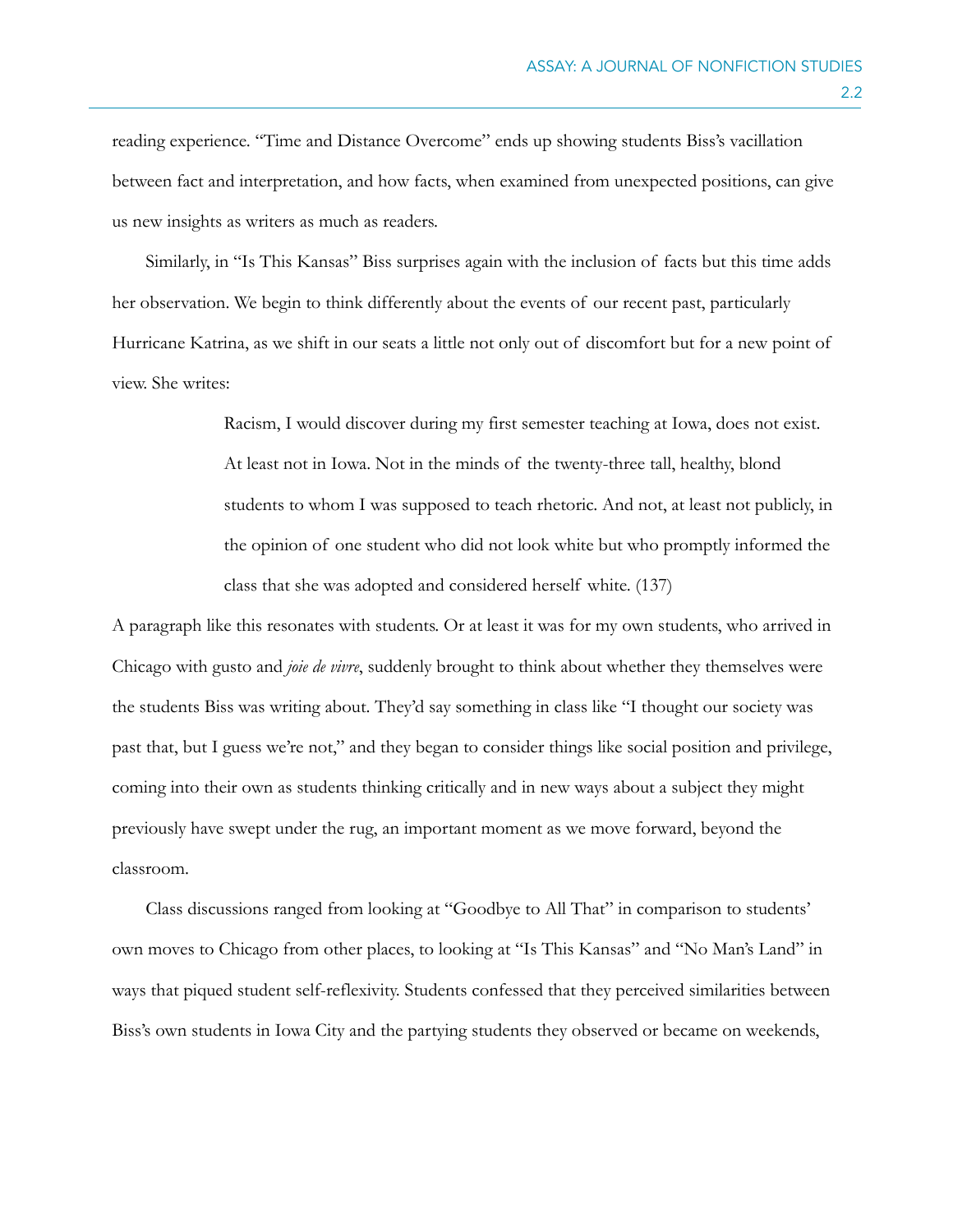reading experience. "Time and Distance Overcome" ends up showing students Biss's vacillation between fact and interpretation, and how facts, when examined from unexpected positions, can give us new insights as writers as much as readers.

Similarly, in "Is This Kansas" Biss surprises again with the inclusion of facts but this time adds her observation. We begin to think differently about the events of our recent past, particularly Hurricane Katrina, as we shift in our seats a little not only out of discomfort but for a new point of view. She writes:

> Racism, I would discover during my first semester teaching at Iowa, does not exist. At least not in Iowa. Not in the minds of the twenty-three tall, healthy, blond students to whom I was supposed to teach rhetoric. And not, at least not publicly, in the opinion of one student who did not look white but who promptly informed the class that she was adopted and considered herself white. (137)

A paragraph like this resonates with students. Or at least it was for my own students, who arrived in Chicago with gusto and *joie de vivre*, suddenly brought to think about whether they themselves were the students Biss was writing about. They'd say something in class like "I thought our society was past that, but I guess we're not," and they began to consider things like social position and privilege, coming into their own as students thinking critically and in new ways about a subject they might previously have swept under the rug, an important moment as we move forward, beyond the classroom.

Class discussions ranged from looking at "Goodbye to All That" in comparison to students' own moves to Chicago from other places, to looking at "Is This Kansas" and "No Man's Land" in ways that piqued student self-reflexivity. Students confessed that they perceived similarities between Biss's own students in Iowa City and the partying students they observed or became on weekends,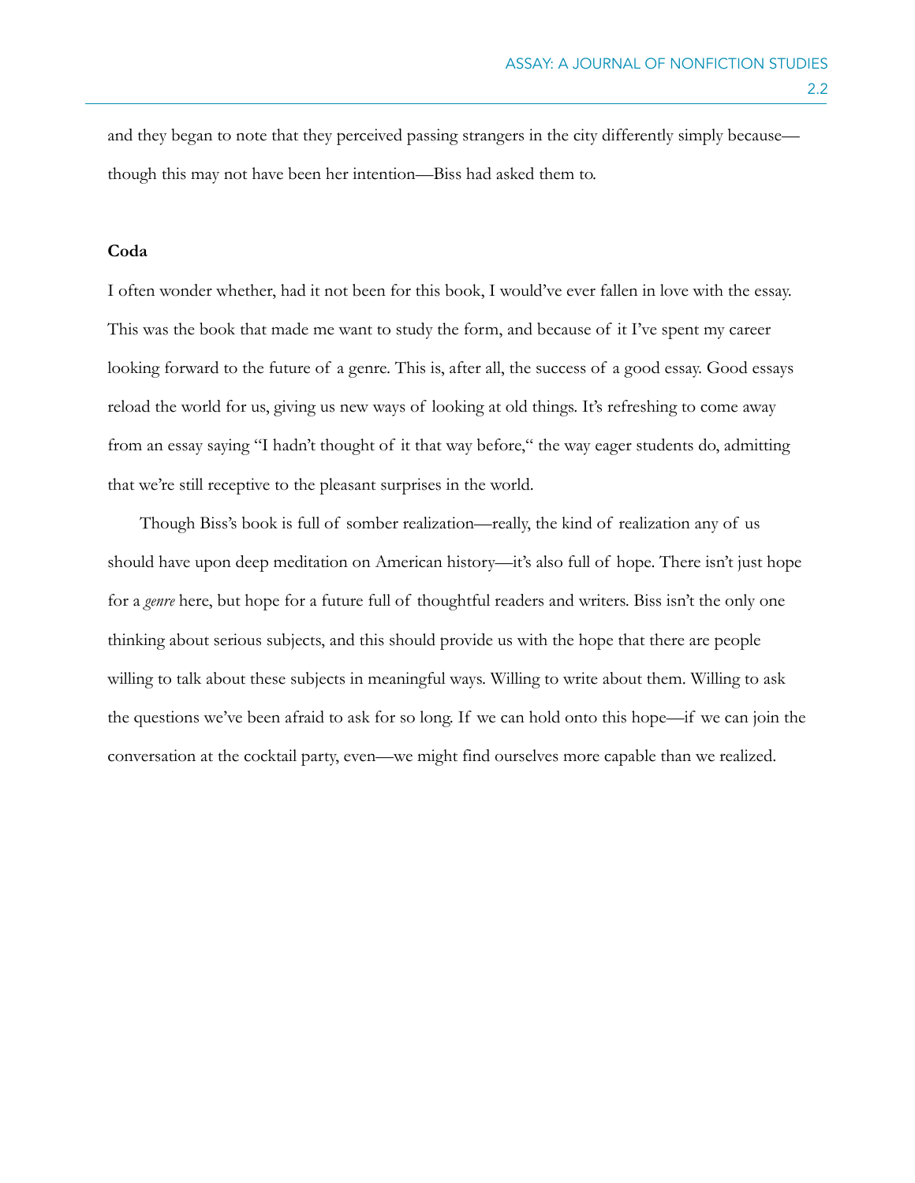and they began to note that they perceived passing strangers in the city differently simply because—though this may not have been her intention—Biss had asked them to.

**Coda**

I often wonder whether, had it not been for this book, I would've ever fallen in love with the essay. This was the book that made me want to study the form, and because of it I've spent my career looking forward to the future of a genre. This is, after all, the success of a good essay. Good essays reload the world for us, giving us new ways of looking at old things. It's refreshing to come away from an essay saying "I hadn't thought of it that way before," the way eager students do, admitting that we're still receptive to the pleasant surprises in the world.

Though Biss's book is full of somber realization—really, the kind of realization any of us should have upon deep meditation on American history—it's also full of hope. There isn't just hope for a *genre* here, but hope for a future full of thoughtful readers and writers. Biss isn't the only one thinking about serious subjects, and this should provide us with the hope that there are people willing to talk about these subjects in meaningful ways. Willing to write about them. Willing to ask the questions we've been afraid to ask for so long. If we can hold onto this hope—if we can join the conversation at the cocktail party, even—we might find ourselves more capable than we realized.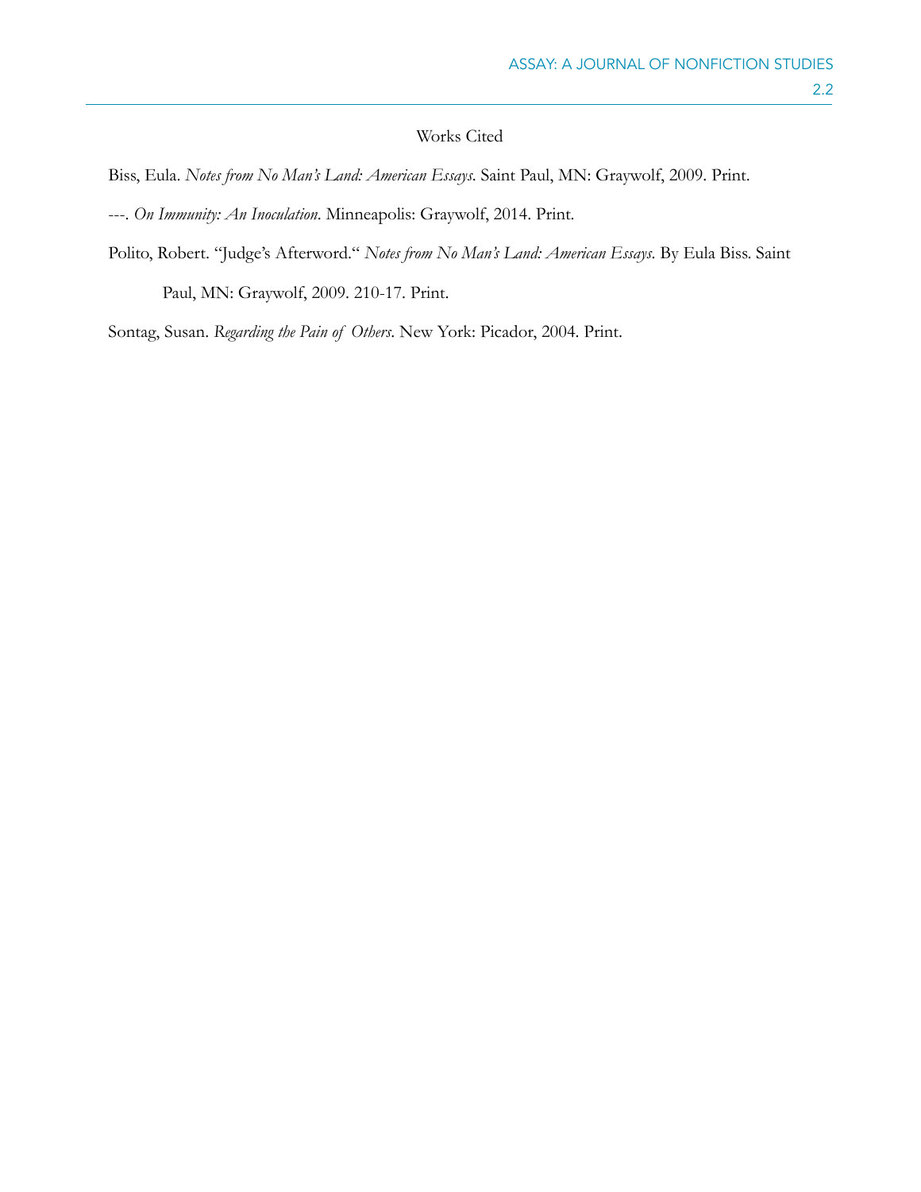## Works Cited

Biss, Eula. *Notes from No Man's Land: American Essays*. Saint Paul, MN: Graywolf, 2009. Print.

---. *On Immunity: An Inoculation*. Minneapolis: Graywolf, 2014. Print.

Polito, Robert. "Judge's Afterword." *Notes from No Man's Land: American Essays*. By Eula Biss. Saint Paul, MN: Graywolf, 2009. 210-17. Print.

Sontag, Susan. *Regarding the Pain of Others*. New York: Picador, 2004. Print.